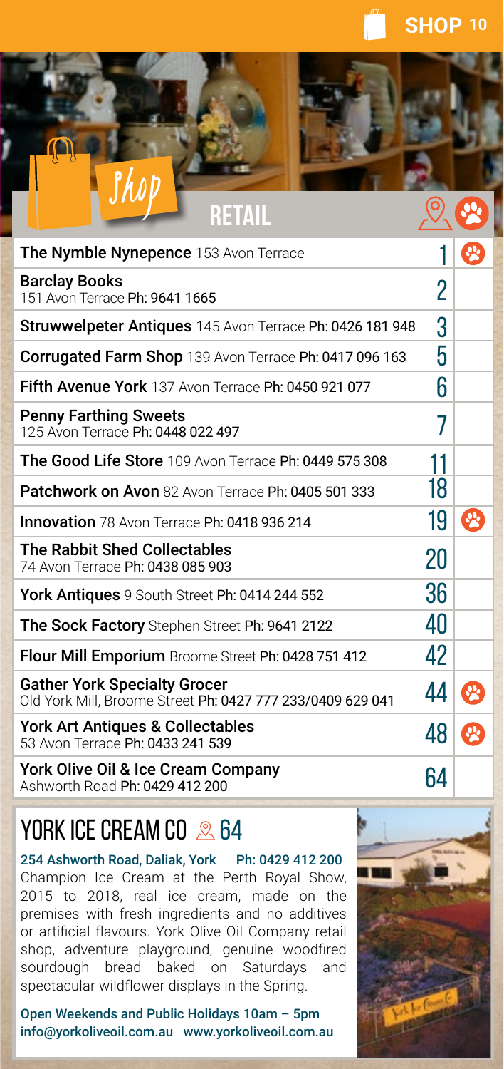# Shop

## RETAIL

| Business | Map | Pet friendly |
|---|---|---|
| **The Nymble Nynepence** 153 Avon Terrace | 1 | 🐾 |
| **Barclay Books** 151 Avon Terrace Ph: 9641 1665 | 2 | |
| **Struwwelpeter Antiques** 145 Avon Terrace Ph: 0426 181 948 | 3 | |
| **Corrugated Farm Shop** 139 Avon Terrace Ph: 0417 096 163 | 5 | |
| **Fifth Avenue York** 137 Avon Terrace Ph: 0450 921 077 | 6 | |
| **Penny Farthing Sweets** 125 Avon Terrace Ph: 0448 022 497 | 7 | |
| **The Good Life Store** 109 Avon Terrace Ph: 0449 575 308 | 11 | |
| **Patchwork on Avon** 82 Avon Terrace Ph: 0405 501 333 | 18 | |
| **Innovation** 78 Avon Terrace Ph: 0418 936 214 | 19 | 🐾 |
| **The Rabbit Shed Collectables** 74 Avon Terrace Ph: 0438 085 903 | 20 | |
| **York Antiques** 9 South Street Ph: 0414 244 552 | 36 | |
| **The Sock Factory** Stephen Street Ph: 9641 2122 | 40 | |
| **Flour Mill Emporium** Broome Street Ph: 0428 751 412 | 42 | |
| **Gather York Specialty Grocer** Old York Mill, Broome Street Ph: 0427 777 233/0409 629 041 | 44 | 🐾 |
| **York Art Antiques & Collectables** 53 Avon Terrace Ph: 0433 241 539 | 48 | 🐾 |
| **York Olive Oil & Ice Cream Company** Ashworth Road Ph: 0429 412 200 | 64 | |

## YORK ICE CREAM CO 64

254 Ashworth Road, Daliak, York Ph: 0429 412 200

Champion Ice Cream at the Perth Royal Show, 2015 to 2018, real ice cream, made on the premises with fresh ingredients and no additives or artificial flavours. York Olive Oil Company retail shop, adventure playground, genuine woodfired sourdough bread baked on Saturdays and spectacular wildflower displays in the Spring.

Open Weekends and Public Holidays 10am – 5pm
info@yorkoliveoil.com.au www.yorkoliveoil.com.au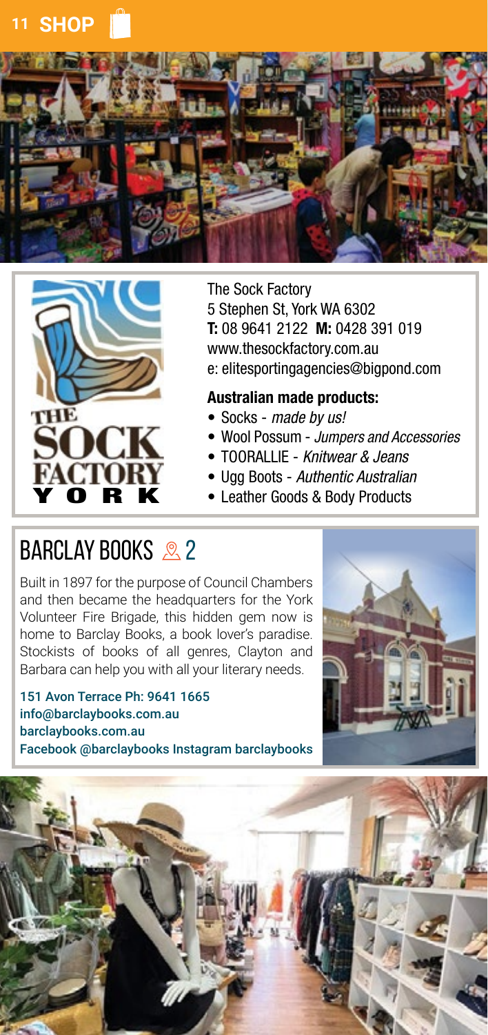## 11 SHOP

The Sock Factory
5 Stephen St, York WA 6302
**T:** 08 9641 2122 **M:** 0428 391 019
www.thesockfactory.com.au
e: elitesportingagencies@bigpond.com

**Australian made products:**

- Socks - *made by us!*
- Wool Possum - *Jumpers and Accessories*
- TOORALLIE - *Knitwear & Jeans*
- Ugg Boots - *Authentic Australian*
- Leather Goods & Body Products

## BARCLAY BOOKS 2

Built in 1897 for the purpose of Council Chambers and then became the headquarters for the York Volunteer Fire Brigade, this hidden gem now is home to Barclay Books, a book lover's paradise. Stockists of books of all genres, Clayton and Barbara can help you with all your literary needs.

151 Avon Terrace Ph: 9641 1665
info@barclaybooks.com.au
barclaybooks.com.au
Facebook @barclaybooks Instagram barclaybooks